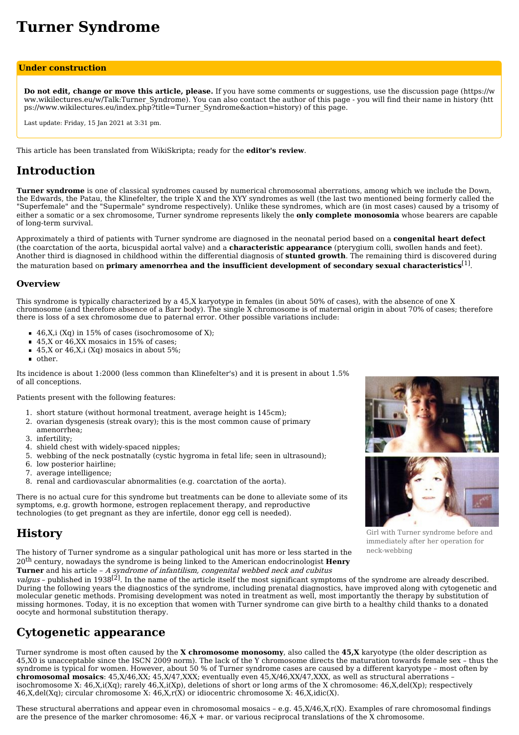# Turner Syndrome

**Under construction**

**Do not edit, change or move this article, please.** If you have some comments or suggestions, use the discussion page (https://www.wikilectures.eu/w/Talk:Turner_Syndrome). You can also contact the author of this page - you will find their name in history (https://www.wikilectures.eu/index.php?title=Turner_Syndrome&action=history) of this page.

Last update: Friday, 15 Jan 2021 at 3:31 pm.

This article has been translated from WikiSkripta; ready for the **editor's review**.

## Introduction

**Turner syndrome** is one of classical syndromes caused by numerical chromosomal aberrations, among which we include the Down, the Edwards, the Patau, the Klinefelter, the triple X and the XYY syndromes as well (the last two mentioned being formerly called the "Superfemale" and the "Supermale" syndrome respectively). Unlike these syndromes, which are (in most cases) caused by a trisomy of either a somatic or a sex chromosome, Turner syndrome represents likely the **only complete monosomia** whose bearers are capable of long-term survival.

Approximately a third of patients with Turner syndrome are diagnosed in the neonatal period based on a **congenital heart defect** (the coarctation of the aorta, bicuspidal aortal valve) and a **characteristic appearance** (pterygium colli, swollen hands and feet). Another third is diagnosed in childhood within the differential diagnosis of **stunted growth**. The remaining third is discovered during the maturation based on **primary amenorrhea and the insufficient development of secondary sexual characteristics**[1].

### Overview

This syndrome is typically characterized by a 45,X karyotype in females (in about 50% of cases), with the absence of one X chromosome (and therefore absence of a Barr body). The single X chromosome is of maternal origin in about 70% of cases; therefore there is loss of a sex chromosome due to paternal error. Other possible variations include:

- 46,X,i (Xq) in 15% of cases (isochromosome of X);
- 45,X or 46,XX mosaics in 15% of cases;
- 45,X or 46,X,i (Xq) mosaics in about 5%;
- other.

Its incidence is about 1:2000 (less common than Klinefelter's) and it is present in about 1.5% of all conceptions.

Patients present with the following features:

1. short stature (without hormonal treatment, average height is 145cm);
2. ovarian dysgenesis (streak ovary); this is the most common cause of primary amenorrhea;
3. infertility;
4. shield chest with widely-spaced nipples;
5. webbing of the neck postnatally (cystic hygroma in fetal life; seen in ultrasound);
6. low posterior hairline;
7. average intelligence;
8. renal and cardiovascular abnormalities (e.g. coarctation of the aorta).

There is no actual cure for this syndrome but treatments can be done to alleviate some of its symptoms, e.g. growth hormone, estrogen replacement therapy, and reproductive technologies (to get pregnant as they are infertile, donor egg cell is needed).

Girl with Turner syndrome before and immediately after her operation for neck-webbing

## History

The history of Turner syndrome as a singular pathological unit has more or less started in the 20th century, nowadays the syndrome is being linked to the American endocrinologist **Henry Turner** and his article – *A syndrome of infantilism, congenital webbed neck and cubitus valgus* – published in 1938[2]. In the name of the article itself the most significant symptoms of the syndrome are already described. During the following years the diagnostics of the syndrome, including prenatal diagnostics, have improved along with cytogenetic and molecular genetic methods. Promising development was noted in treatment as well, most importantly the therapy by substitution of missing hormones. Today, it is no exception that women with Turner syndrome can give birth to a healthy child thanks to a donated oocyte and hormonal substitution therapy.

## Cytogenetic appearance

Turner syndrome is most often caused by the **X chromosome monosomy**, also called the **45,X** karyotype (the older description as 45,X0 is unacceptable since the ISCN 2009 norm). The lack of the Y chromosome directs the maturation towards female sex – thus the syndrome is typical for women. However, about 50 % of Turner syndrome cases are caused by a different karyotype – most often by **chromosomal mosaics**: 45,X/46,XX; 45,X/47,XXX; eventually even 45,X/46,XX/47,XXX, as well as structural aberrations – isochromosome X: 46,X,i(Xq); rarely 46,X,i(Xp), deletions of short or long arms of the X chromosome: 46,X,del(Xp); respectively 46,X,del(Xq); circular chromosome X: 46,X,r(X) or idiocentric chromosome X: 46,X,idic(X).

These structural aberrations and appear even in chromosomal mosaics – e.g. 45,X/46,X,r(X). Examples of rare chromosomal findings are the presence of the marker chromosome: 46,X + mar. or various reciprocal translations of the X chromosome.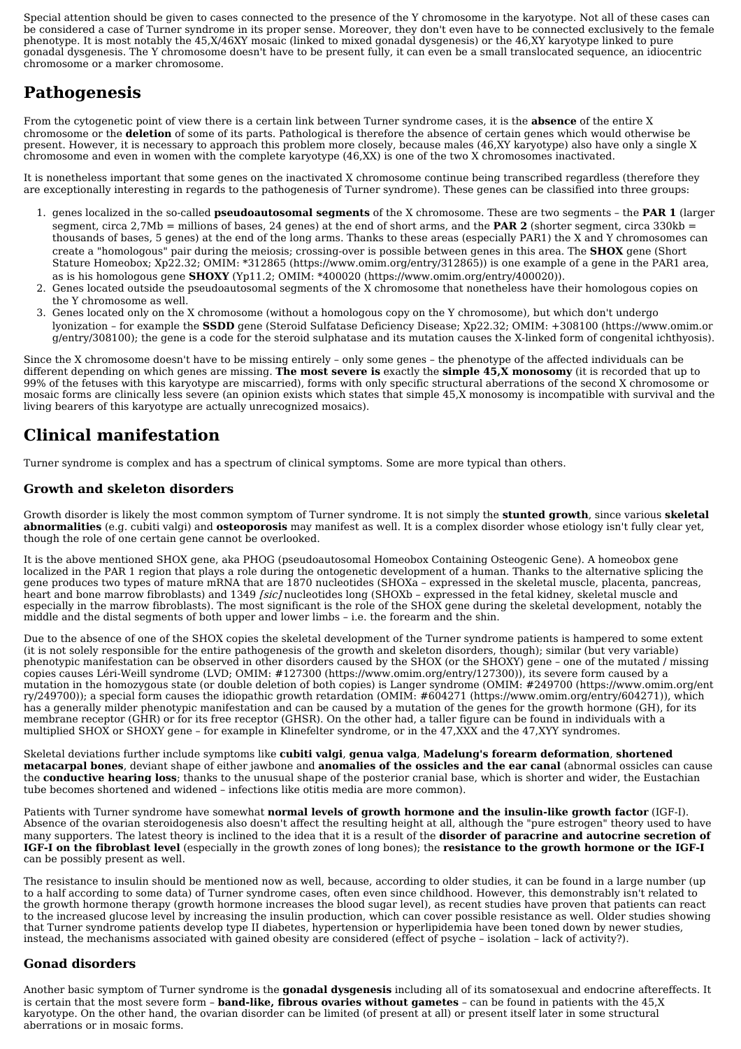Special attention should be given to cases connected to the presence of the Y chromosome in the karyotype. Not all of these cases can be considered a case of Turner syndrome in its proper sense. Moreover, they don't even have to be connected exclusively to the female phenotype. It is most notably the 45,X/46XY mosaic (linked to mixed gonadal dysgenesis) or the 46,XY karyotype linked to pure gonadal dysgenesis. The Y chromosome doesn't have to be present fully, it can even be a small translocated sequence, an idiocentric chromosome or a marker chromosome.

# Pathogenesis

From the cytogenetic point of view there is a certain link between Turner syndrome cases, it is the **absence** of the entire X chromosome or the **deletion** of some of its parts. Pathological is therefore the absence of certain genes which would otherwise be present. However, it is necessary to approach this problem more closely, because males (46,XY karyotype) also have only a single X chromosome and even in women with the complete karyotype (46,XX) is one of the two X chromosomes inactivated.

It is nonetheless important that some genes on the inactivated X chromosome continue being transcribed regardless (therefore they are exceptionally interesting in regards to the pathogenesis of Turner syndrome). These genes can be classified into three groups:

1. genes localized in the so-called **pseudoautosomal segments** of the X chromosome. These are two segments – the **PAR 1** (larger segment, circa 2,7Mb = millions of bases, 24 genes) at the end of short arms, and the **PAR 2** (shorter segment, circa 330kb = thousands of bases, 5 genes) at the end of the long arms. Thanks to these areas (especially PAR1) the X and Y chromosomes can create a "homologous" pair during the meiosis; crossing-over is possible between genes in this area. The **SHOX** gene (Short Stature Homeobox; Xp22.32; OMIM: *312865 (https://www.omim.org/entry/312865)) is one example of a gene in the PAR1 area, as is his homologous gene **SHOXY** (Yp11.2; OMIM: *400020 (https://www.omim.org/entry/400020)).
2. Genes located outside the pseudoautosomal segments of the X chromosome that nonetheless have their homologous copies on the Y chromosome as well.
3. Genes located only on the X chromosome (without a homologous copy on the Y chromosome), but which don't undergo lyonization – for example the **SSDD** gene (Steroid Sulfatase Deficiency Disease; Xp22.32; OMIM: +308100 (https://www.omim.org/entry/308100); the gene is a code for the steroid sulphatase and its mutation causes the X-linked form of congenital ichthyosis).

Since the X chromosome doesn't have to be missing entirely – only some genes – the phenotype of the affected individuals can be different depending on which genes are missing. **The most severe is** exactly the **simple 45,X monosomy** (it is recorded that up to 99% of the fetuses with this karyotype are miscarried), forms with only specific structural aberrations of the second X chromosome or mosaic forms are clinically less severe (an opinion exists which states that simple 45,X monosomy is incompatible with survival and the living bearers of this karyotype are actually unrecognized mosaics).

# Clinical manifestation

Turner syndrome is complex and has a spectrum of clinical symptoms. Some are more typical than others.

## Growth and skeleton disorders

Growth disorder is likely the most common symptom of Turner syndrome. It is not simply the **stunted growth**, since various **skeletal abnormalities** (e.g. cubiti valgi) and **osteoporosis** may manifest as well. It is a complex disorder whose etiology isn't fully clear yet, though the role of one certain gene cannot be overlooked.

It is the above mentioned SHOX gene, aka PHOG (pseudoautosomal Homeobox Containing Osteogenic Gene). A homeobox gene localized in the PAR 1 region that plays a role during the ontogenetic development of a human. Thanks to the alternative splicing the gene produces two types of mature mRNA that are 1870 nucleotides (SHOXa – expressed in the skeletal muscle, placenta, pancreas, heart and bone marrow fibroblasts) and 1349 *[sic]* nucleotides long (SHOXb – expressed in the fetal kidney, skeletal muscle and especially in the marrow fibroblasts). The most significant is the role of the SHOX gene during the skeletal development, notably the middle and the distal segments of both upper and lower limbs – i.e. the forearm and the shin.

Due to the absence of one of the SHOX copies the skeletal development of the Turner syndrome patients is hampered to some extent (it is not solely responsible for the entire pathogenesis of the growth and skeleton disorders, though); similar (but very variable) phenotypic manifestation can be observed in other disorders caused by the SHOX (or the SHOXY) gene – one of the mutated / missing copies causes Léri-Weill syndrome (LVD; OMIM: #127300 (https://www.omim.org/entry/127300)), its severe form caused by a mutation in the homozygous state (or double deletion of both copies) is Langer syndrome (OMIM: #249700 (https://www.omim.org/entry/249700)); a special form causes the idiopathic growth retardation (OMIM: #604271 (https://www.omim.org/entry/604271)), which has a generally milder phenotypic manifestation and can be caused by a mutation of the genes for the growth hormone (GH), for its membrane receptor (GHR) or for its free receptor (GHSR). On the other had, a taller figure can be found in individuals with a multiplied SHOX or SHOXY gene – for example in Klinefelter syndrome, or in the 47,XXX and the 47,XYY syndromes.

Skeletal deviations further include symptoms like **cubiti valgi**, **genua valga**, **Madelung's forearm deformation**, **shortened metacarpal bones**, deviant shape of either jawbone and **anomalies of the ossicles and the ear canal** (abnormal ossicles can cause the **conductive hearing loss**; thanks to the unusual shape of the posterior cranial base, which is shorter and wider, the Eustachian tube becomes shortened and widened – infections like otitis media are more common).

Patients with Turner syndrome have somewhat **normal levels of growth hormone and the insulin-like growth factor** (IGF-I). Absence of the ovarian steroidogenesis also doesn't affect the resulting height at all, although the "pure estrogen" theory used to have many supporters. The latest theory is inclined to the idea that it is a result of the **disorder of paracrine and autocrine secretion of IGF-I on the fibroblast level** (especially in the growth zones of long bones); the **resistance to the growth hormone or the IGF-I** can be possibly present as well.

The resistance to insulin should be mentioned now as well, because, according to older studies, it can be found in a large number (up to a half according to some data) of Turner syndrome cases, often even since childhood. However, this demonstrably isn't related to the growth hormone therapy (growth hormone increases the blood sugar level), as recent studies have proven that patients can react to the increased glucose level by increasing the insulin production, which can cover possible resistance as well. Older studies showing that Turner syndrome patients develop type II diabetes, hypertension or hyperlipidemia have been toned down by newer studies, instead, the mechanisms associated with gained obesity are considered (effect of psyche – isolation – lack of activity?).

## Gonad disorders

Another basic symptom of Turner syndrome is the **gonadal dysgenesis** including all of its somatosexual and endocrine aftereffects. It is certain that the most severe form – **band-like, fibrous ovaries without gametes** – can be found in patients with the 45,X karyotype. On the other hand, the ovarian disorder can be limited (of present at all) or present itself later in some structural aberrations or in mosaic forms.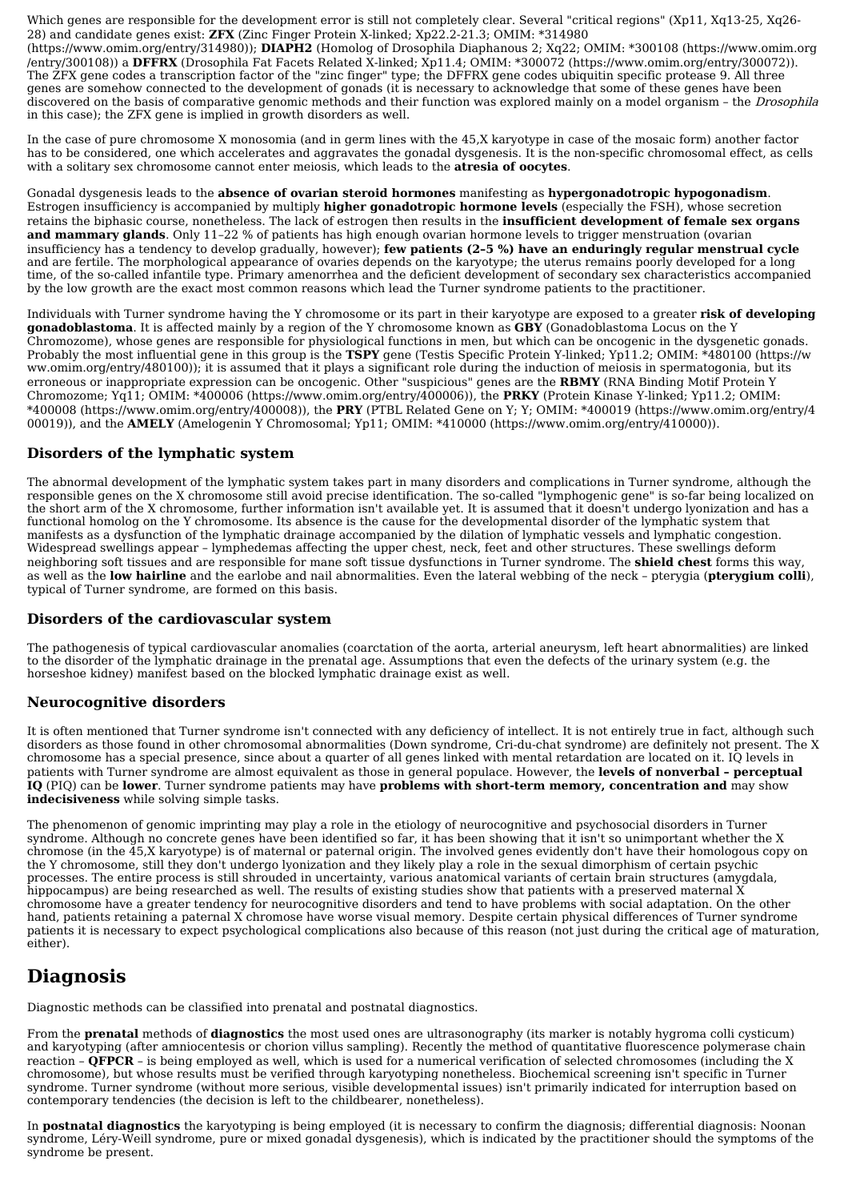Which genes are responsible for the development error is still not completely clear. Several "critical regions" (Xp11, Xq13-25, Xq26-28) and candidate genes exist: **ZFX** (Zinc Finger Protein X-linked; Xp22.2-21.3; OMIM: *314980 (https://www.omim.org/entry/314980)); **DIAPH2** (Homolog of Drosophila Diaphanous 2; Xq22; OMIM: *300108 (https://www.omim.org/entry/300108)) a **DFFRX** (Drosophila Fat Facets Related X-linked; Xp11.4; OMIM: *300072 (https://www.omim.org/entry/300072)). The ZFX gene codes a transcription factor of the "zinc finger" type; the DFFRX gene codes ubiquitin specific protease 9. All three genes are somehow connected to the development of gonads (it is necessary to acknowledge that some of these genes have been discovered on the basis of comparative genomic methods and their function was explored mainly on a model organism – the *Drosophila* in this case); the ZFX gene is implied in growth disorders as well.

In the case of pure chromosome X monosomia (and in germ lines with the 45,X karyotype in case of the mosaic form) another factor has to be considered, one which accelerates and aggravates the gonadal dysgenesis. It is the non-specific chromosomal effect, as cells with a solitary sex chromosome cannot enter meiosis, which leads to the **atresia of oocytes**.

Gonadal dysgenesis leads to the **absence of ovarian steroid hormones** manifesting as **hypergonadotropic hypogonadism**. Estrogen insufficiency is accompanied by multiply **higher gonadotropic hormone levels** (especially the FSH), whose secretion retains the biphasic course, nonetheless. The lack of estrogen then results in the **insufficient development of female sex organs and mammary glands**. Only 11–22 % of patients has high enough ovarian hormone levels to trigger menstruation (ovarian insufficiency has a tendency to develop gradually, however); **few patients (2–5 %) have an enduringly regular menstrual cycle** and are fertile. The morphological appearance of ovaries depends on the karyotype; the uterus remains poorly developed for a long time, of the so-called infantile type. Primary amenorrhea and the deficient development of secondary sex characteristics accompanied by the low growth are the exact most common reasons which lead the Turner syndrome patients to the practitioner.

Individuals with Turner syndrome having the Y chromosome or its part in their karyotype are exposed to a greater **risk of developing gonadoblastoma**. It is affected mainly by a region of the Y chromosome known as **GBY** (Gonadoblastoma Locus on the Y Chromozome), whose genes are responsible for physiological functions in men, but which can be oncogenic in the dysgenetic gonads. Probably the most influential gene in this group is the **TSPY** gene (Testis Specific Protein Y-linked; Yp11.2; OMIM: *480100 (https://www.omim.org/entry/480100)); it is assumed that it plays a significant role during the induction of meiosis in spermatogonia, but its erroneous or inappropriate expression can be oncogenic. Other "suspicious" genes are the **RBMY** (RNA Binding Motif Protein Y Chromozome; Yq11; OMIM: *400006 (https://www.omim.org/entry/400006)), the **PRKY** (Protein Kinase Y-linked; Yp11.2; OMIM: *400008 (https://www.omim.org/entry/400008)), the **PRY** (PTBL Related Gene on Y; Y; OMIM: *400019 (https://www.omim.org/entry/400019)), and the **AMELY** (Amelogenin Y Chromosomal; Yp11; OMIM: *410000 (https://www.omim.org/entry/410000)).

### Disorders of the lymphatic system

The abnormal development of the lymphatic system takes part in many disorders and complications in Turner syndrome, although the responsible genes on the X chromosome still avoid precise identification. The so-called "lymphogenic gene" is so-far being localized on the short arm of the X chromosome, further information isn't available yet. It is assumed that it doesn't undergo lyonization and has a functional homolog on the Y chromosome. Its absence is the cause for the developmental disorder of the lymphatic system that manifests as a dysfunction of the lymphatic drainage accompanied by the dilation of lymphatic vessels and lymphatic congestion. Widespread swellings appear – lymphedemas affecting the upper chest, neck, feet and other structures. These swellings deform neighboring soft tissues and are responsible for mane soft tissue dysfunctions in Turner syndrome. The **shield chest** forms this way, as well as the **low hairline** and the earlobe and nail abnormalities. Even the lateral webbing of the neck – pterygia (**pterygium colli**), typical of Turner syndrome, are formed on this basis.

### Disorders of the cardiovascular system

The pathogenesis of typical cardiovascular anomalies (coarctation of the aorta, arterial aneurysm, left heart abnormalities) are linked to the disorder of the lymphatic drainage in the prenatal age. Assumptions that even the defects of the urinary system (e.g. the horseshoe kidney) manifest based on the blocked lymphatic drainage exist as well.

### Neurocognitive disorders

It is often mentioned that Turner syndrome isn't connected with any deficiency of intellect. It is not entirely true in fact, although such disorders as those found in other chromosomal abnormalities (Down syndrome, Cri-du-chat syndrome) are definitely not present. The X chromosome has a special presence, since about a quarter of all genes linked with mental retardation are located on it. IQ levels in patients with Turner syndrome are almost equivalent as those in general populace. However, the **levels of nonverbal – perceptual IQ** (PIQ) can be **lower**. Turner syndrome patients may have **problems with short-term memory, concentration and** may show **indecisiveness** while solving simple tasks.

The phenomenon of genomic imprinting may play a role in the etiology of neurocognitive and psychosocial disorders in Turner syndrome. Although no concrete genes have been identified so far, it has been showing that it isn't so unimportant whether the X chromose (in the 45,X karyotype) is of maternal or paternal origin. The involved genes evidently don't have their homologous copy on the Y chromosome, still they don't undergo lyonization and they likely play a role in the sexual dimorphism of certain psychic processes. The entire process is still shrouded in uncertainty, various anatomical variants of certain brain structures (amygdala, hippocampus) are being researched as well. The results of existing studies show that patients with a preserved maternal X chromosome have a greater tendency for neurocognitive disorders and tend to have problems with social adaptation. On the other hand, patients retaining a paternal X chromose have worse visual memory. Despite certain physical differences of Turner syndrome patients it is necessary to expect psychological complications also because of this reason (not just during the critical age of maturation, either).

# Diagnosis

Diagnostic methods can be classified into prenatal and postnatal diagnostics.

From the **prenatal** methods of **diagnostics** the most used ones are ultrasonography (its marker is notably hygroma colli cysticum) and karyotyping (after amniocentesis or chorion villus sampling). Recently the method of quantitative fluorescence polymerase chain reaction – **QFPCR** – is being employed as well, which is used for a numerical verification of selected chromosomes (including the X chromosome), but whose results must be verified through karyotyping nonetheless. Biochemical screening isn't specific in Turner syndrome. Turner syndrome (without more serious, visible developmental issues) isn't primarily indicated for interruption based on contemporary tendencies (the decision is left to the childbearer, nonetheless).

In **postnatal diagnostics** the karyotyping is being employed (it is necessary to confirm the diagnosis; differential diagnosis: Noonan syndrome, Léry-Weill syndrome, pure or mixed gonadal dysgenesis), which is indicated by the practitioner should the symptoms of the syndrome be present.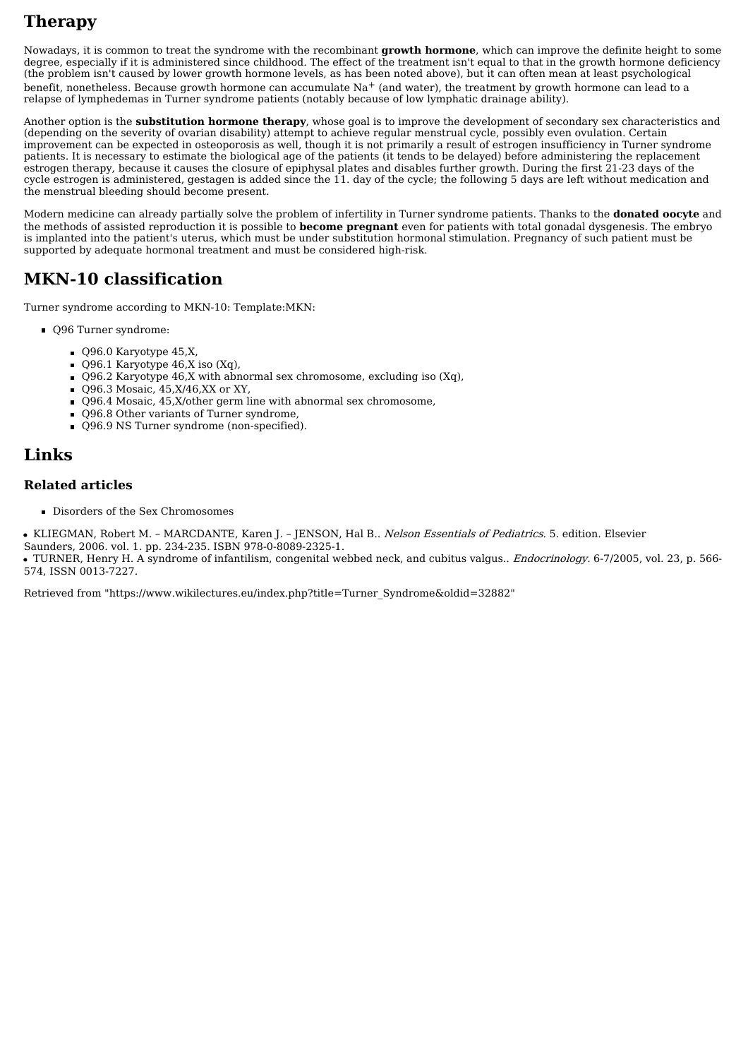## Therapy

Nowadays, it is common to treat the syndrome with the recombinant **growth hormone**, which can improve the definite height to some degree, especially if it is administered since childhood. The effect of the treatment isn't equal to that in the growth hormone deficiency (the problem isn't caused by lower growth hormone levels, as has been noted above), but it can often mean at least psychological benefit, nonetheless. Because growth hormone can accumulate $Na^{+}$ (and water), the treatment by growth hormone can lead to a relapse of lymphedemas in Turner syndrome patients (notably because of low lymphatic drainage ability).

Another option is the **substitution hormone therapy**, whose goal is to improve the development of secondary sex characteristics and (depending on the severity of ovarian disability) attempt to achieve regular menstrual cycle, possibly even ovulation. Certain improvement can be expected in osteoporosis as well, though it is not primarily a result of estrogen insufficiency in Turner syndrome patients. It is necessary to estimate the biological age of the patients (it tends to be delayed) before administering the replacement estrogen therapy, because it causes the closure of epiphysal plates and disables further growth. During the first 21-23 days of the cycle estrogen is administered, gestagen is added since the 11. day of the cycle; the following 5 days are left without medication and the menstrual bleeding should become present.

Modern medicine can already partially solve the problem of infertility in Turner syndrome patients. Thanks to the **donated oocyte** and the methods of assisted reproduction it is possible to **become pregnant** even for patients with total gonadal dysgenesis. The embryo is implanted into the patient's uterus, which must be under substitution hormonal stimulation. Pregnancy of such patient must be supported by adequate hormonal treatment and must be considered high-risk.

## MKN-10 classification

Turner syndrome according to MKN-10: Template:MKN:

- Q96 Turner syndrome:
  - Q96.0 Karyotype 45,X,
  - Q96.1 Karyotype 46,X iso (Xq),
  - Q96.2 Karyotype 46,X with abnormal sex chromosome, excluding iso (Xq),
  - Q96.3 Mosaic, 45,X/46,XX or XY,
  - Q96.4 Mosaic, 45,X/other germ line with abnormal sex chromosome,
  - Q96.8 Other variants of Turner syndrome,
  - Q96.9 NS Turner syndrome (non-specified).

## Links

### Related articles

- Disorders of the Sex Chromosomes

- KLIEGMAN, Robert M. – MARCDANTE, Karen J. – JENSON, Hal B.. *Nelson Essentials of Pediatrics*. 5. edition. Elsevier Saunders, 2006. vol. 1. pp. 234-235. ISBN 978-0-8089-2325-1.
- TURNER, Henry H. A syndrome of infantilism, congenital webbed neck, and cubitus valgus.. *Endocrinology*. 6-7/2005, vol. 23, p. 566-574, ISSN 0013-7227.

Retrieved from "https://www.wikilectures.eu/index.php?title=Turner_Syndrome&oldid=32882"